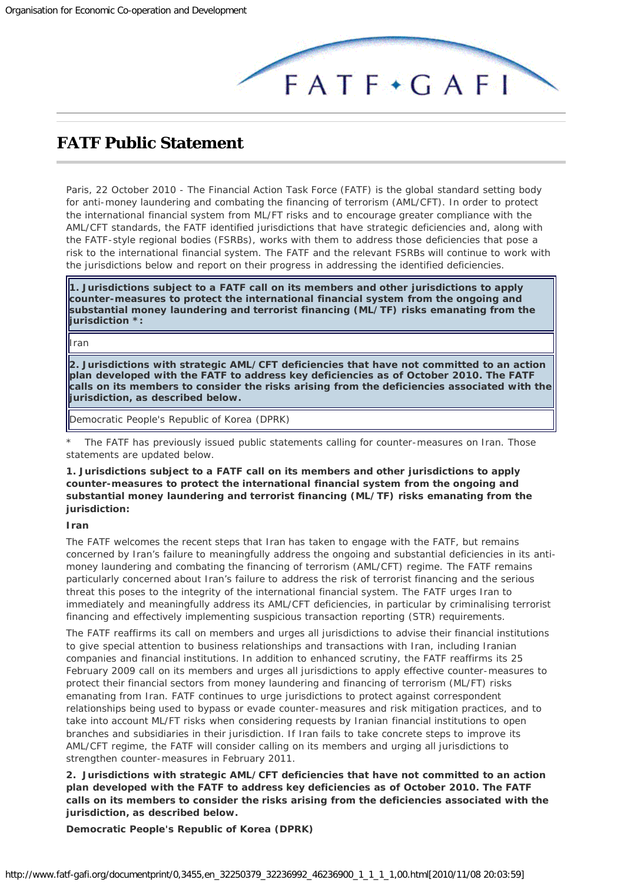# FATF Public Statement

Paris, 22 October 2010 - The Financial Action Task Force (FATF) is the global standard setting body for anti-money laundering and combating the financing of terrorism (AML/CFT). In order to protect the international financial system from ML/FT risks and to encourage greater compliance with the AML/CFT standards, the FATF identified jurisdictions that have strategic deficiencies and, along with the FATF-style regional bodies (FSRBs), works with them to address those deficiencies that pose a risk to the international financial system. The FATF and the relevant FSRBs will continue to work with the jurisdictions below and report on their progress in addressing the identified deficiencies.

| **1. Jurisdictions subject to a FATF call on its members and other jurisdictions to apply counter-measures to protect the international financial system from the ongoing and substantial money laundering and terrorist financing (ML/TF) risks emanating from the jurisdiction *:** |
|---|
| Iran |
| **2. Jurisdictions with strategic AML/CFT deficiencies that have not committed to an action plan developed with the FATF to address key deficiencies as of October 2010. The FATF calls on its members to consider the risks arising from the deficiencies associated with the jurisdiction, as described below.** |
| Democratic People's Republic of Korea (DPRK) |

\* The FATF has previously issued public statements calling for counter-measures on Iran. Those statements are updated below.

**1. Jurisdictions subject to a FATF call on its members and other jurisdictions to apply counter-measures to protect the international financial system from the ongoing and substantial money laundering and terrorist financing (ML/TF) risks emanating from the jurisdiction:**

**Iran**

The FATF welcomes the recent steps that Iran has taken to engage with the FATF, but remains concerned by Iran's failure to meaningfully address the ongoing and substantial deficiencies in its anti-money laundering and combating the financing of terrorism (AML/CFT) regime. The FATF remains particularly concerned about Iran's failure to address the risk of terrorist financing and the serious threat this poses to the integrity of the international financial system. The FATF urges Iran to immediately and meaningfully address its AML/CFT deficiencies, in particular by criminalising terrorist financing and effectively implementing suspicious transaction reporting (STR) requirements.

The FATF reaffirms its call on members and urges all jurisdictions to advise their financial institutions to give special attention to business relationships and transactions with Iran, including Iranian companies and financial institutions. In addition to enhanced scrutiny, the FATF reaffirms its 25 February 2009 call on its members and urges all jurisdictions to apply effective counter-measures to protect their financial sectors from money laundering and financing of terrorism (ML/FT) risks emanating from Iran. FATF continues to urge jurisdictions to protect against correspondent relationships being used to bypass or evade counter-measures and risk mitigation practices, and to take into account ML/FT risks when considering requests by Iranian financial institutions to open branches and subsidiaries in their jurisdiction. If Iran fails to take concrete steps to improve its AML/CFT regime, the FATF will consider calling on its members and urging all jurisdictions to strengthen counter-measures in February 2011.

**2. Jurisdictions with strategic AML/CFT deficiencies that have not committed to an action plan developed with the FATF to address key deficiencies as of October 2010. The FATF calls on its members to consider the risks arising from the deficiencies associated with the jurisdiction, as described below.**

**Democratic People's Republic of Korea (DPRK)**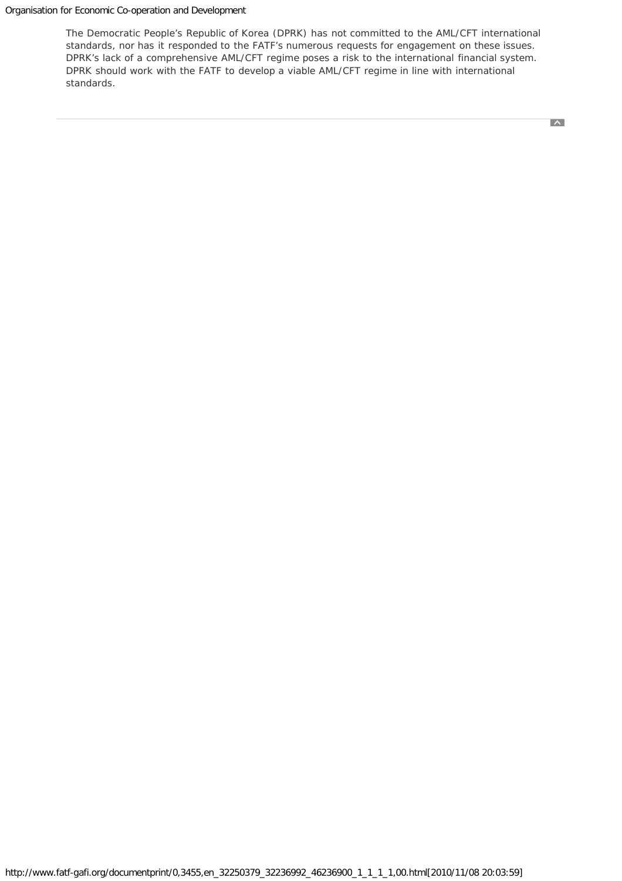The Democratic People's Republic of Korea (DPRK) has not committed to the AML/CFT international standards, nor has it responded to the FATF's numerous requests for engagement on these issues. DPRK's lack of a comprehensive AML/CFT regime poses a risk to the international financial system. DPRK should work with the FATF to develop a viable AML/CFT regime in line with international standards.